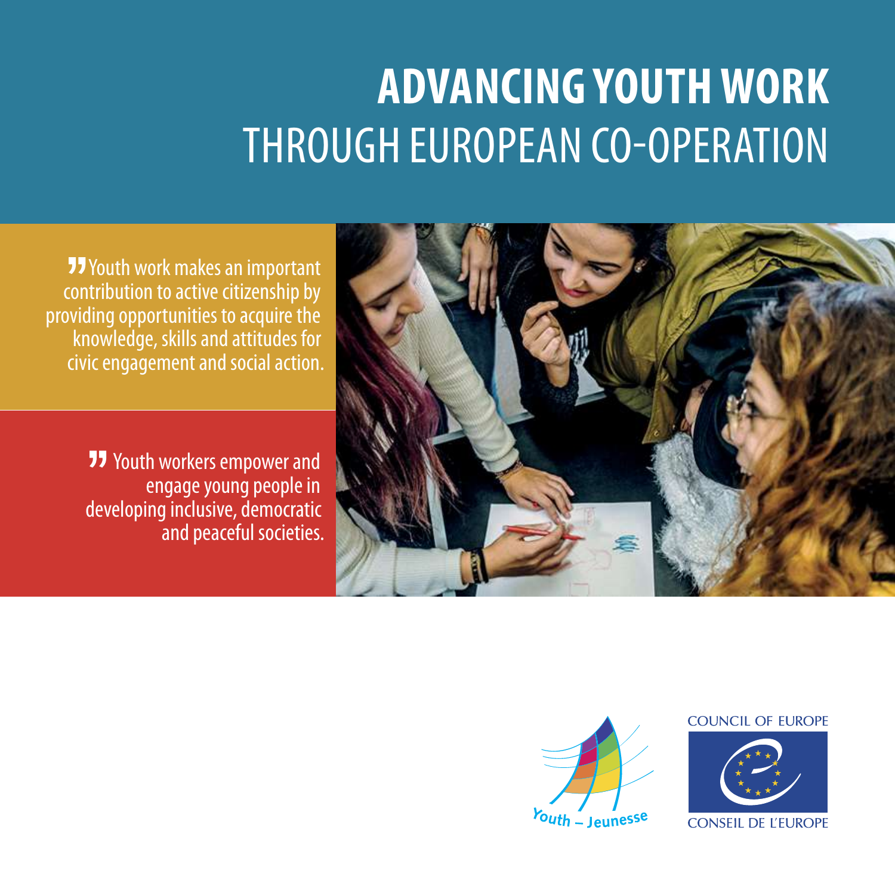# ADVANCING YOUTH WORK THROUGH EUROPEAN CO-OPERATION

" Youth work makes an important contribution to active citizenship by providing opportunities to acquire the knowledge, skills and attitudes for civic engagement and social action.

" Youth workers empower and engage young people in developing inclusive, democratic and peaceful societies.

Youth – Jeunesse

COUNCIL OF EUROPE

CONSEIL DE L'EUROPE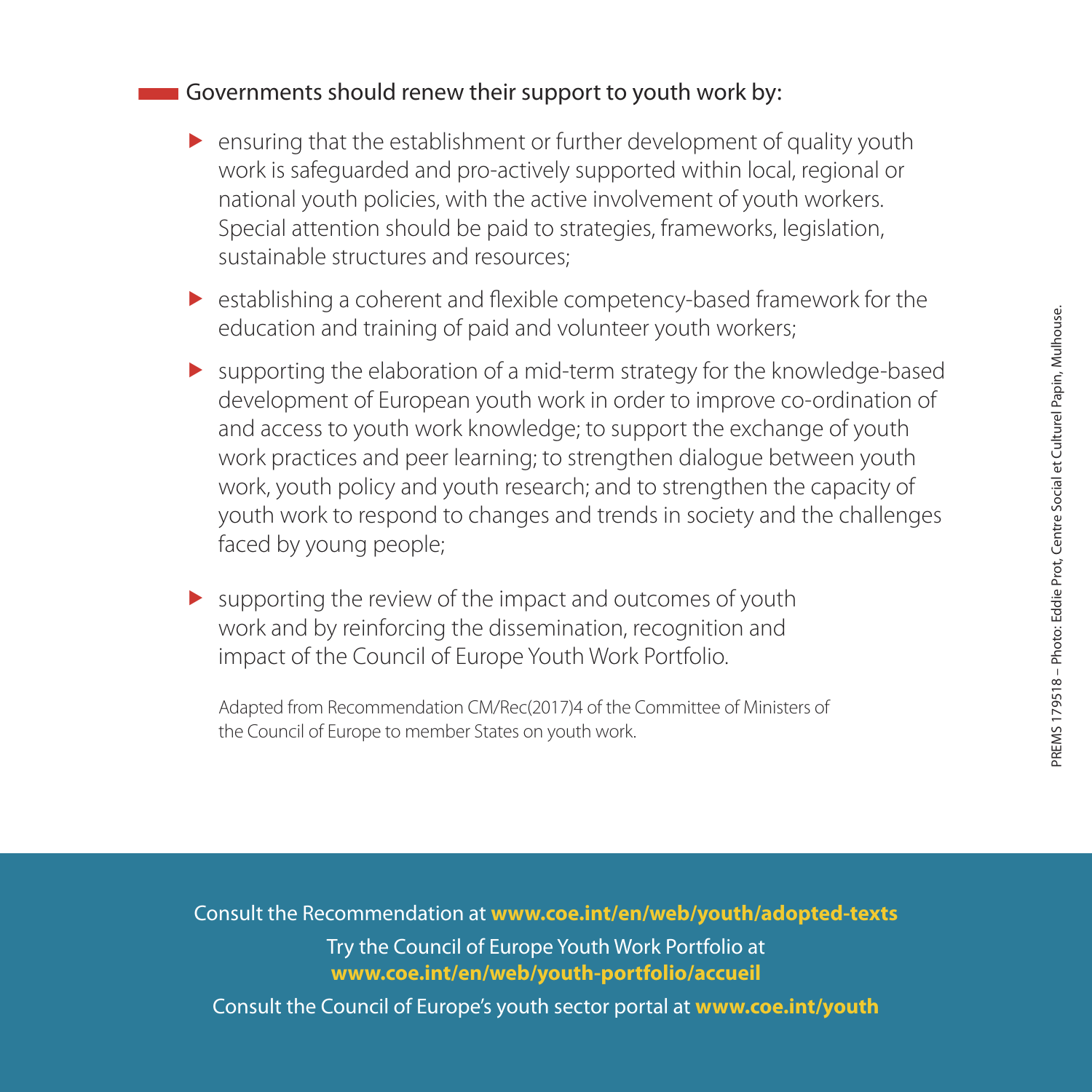## Governments should renew their support to youth work by:

- ensuring that the establishment or further development of quality youth work is safeguarded and pro-actively supported within local, regional or national youth policies, with the active involvement of youth workers. Special attention should be paid to strategies, frameworks, legislation, sustainable structures and resources;
- establishing a coherent and flexible competency-based framework for the education and training of paid and volunteer youth workers;
- supporting the elaboration of a mid-term strategy for the knowledge-based development of European youth work in order to improve co-ordination of and access to youth work knowledge; to support the exchange of youth work practices and peer learning; to strengthen dialogue between youth work, youth policy and youth research; and to strengthen the capacity of youth work to respond to changes and trends in society and the challenges faced by young people;
- supporting the review of the impact and outcomes of youth work and by reinforcing the dissemination, recognition and impact of the Council of Europe Youth Work Portfolio.

Adapted from Recommendation CM/Rec(2017)4 of the Committee of Ministers of the Council of Europe to member States on youth work.

PREMS 179518 – Photo: Eddie Prot, Centre Social et Culturel Papin, Mulhouse.

Consult the Recommendation at **www.coe.int/en/web/youth/adopted-texts**

Try the Council of Europe Youth Work Portfolio at **www.coe.int/en/web/youth-portfolio/accueil**

Consult the Council of Europe's youth sector portal at **www.coe.int/youth**